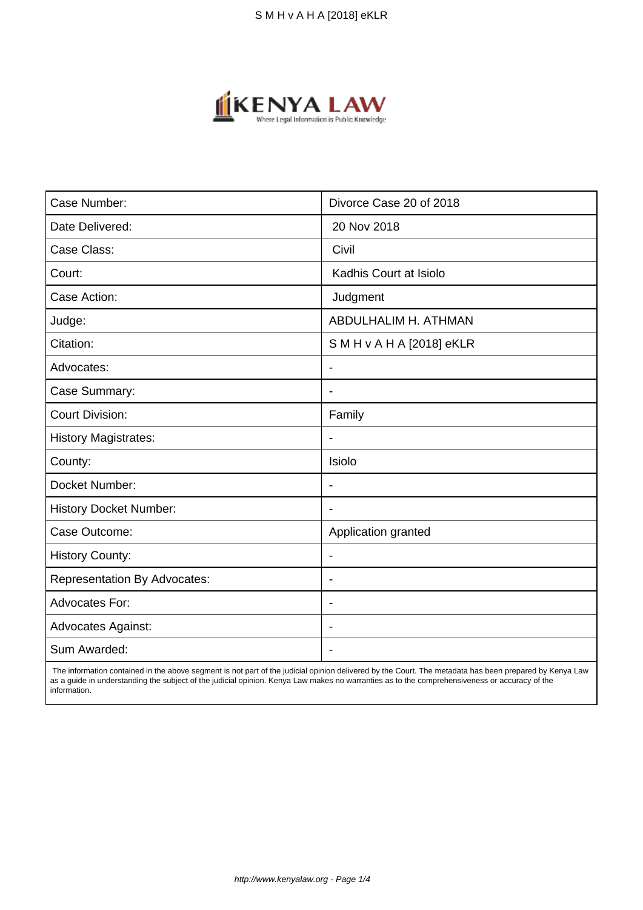| Case Number: | Divorce Case 20 of 2018 |
| --- | --- |
| Date Delivered: | 20 Nov 2018 |
| Case Class: | Civil |
| Court: | Kadhis Court at Isiolo |
| Case Action: | Judgment |
| Judge: | ABDULHALIM H. ATHMAN |
| Citation: | S M H v A H A [2018] eKLR |
| Advocates: | - |
| Case Summary: | - |
| Court Division: | Family |
| History Magistrates: | - |
| County: | Isiolo |
| Docket Number: | - |
| History Docket Number: | - |
| Case Outcome: | Application granted |
| History County: | - |
| Representation By Advocates: | - |
| Advocates For: | - |
| Advocates Against: | - |
| Sum Awarded: | - |

The information contained in the above segment is not part of the judicial opinion delivered by the Court. The metadata has been prepared by Kenya Law as a guide in understanding the subject of the judicial opinion. Kenya Law makes no warranties as to the comprehensiveness or accuracy of the information.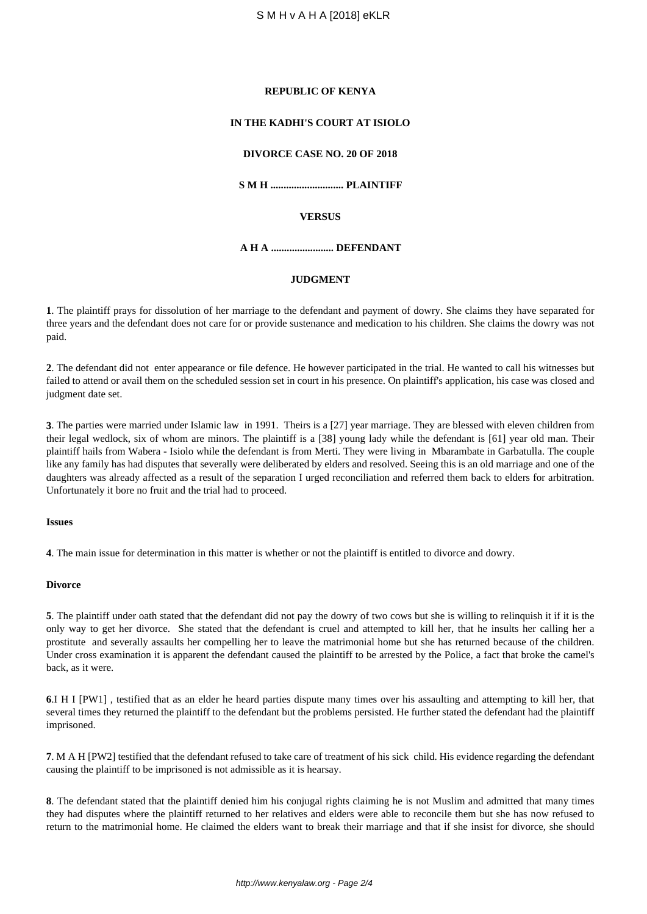**REPUBLIC OF KENYA**

**IN THE KADHI'S COURT AT ISIOLO**

**DIVORCE CASE NO. 20 OF 2018**

**S M H ............................ PLAINTIFF**

**VERSUS**

**A H A ........................ DEFENDANT**

**JUDGMENT**

**1**. The plaintiff prays for dissolution of her marriage to the defendant and payment of dowry. She claims they have separated for three years and the defendant does not care for or provide sustenance and medication to his children. She claims the dowry was not paid.

**2**. The defendant did not enter appearance or file defence. He however participated in the trial. He wanted to call his witnesses but failed to attend or avail them on the scheduled session set in court in his presence. On plaintiff's application, his case was closed and judgment date set.

**3**. The parties were married under Islamic law in 1991. Theirs is a [27] year marriage. They are blessed with eleven children from their legal wedlock, six of whom are minors. The plaintiff is a [38] young lady while the defendant is [61] year old man. Their plaintiff hails from Wabera - Isiolo while the defendant is from Merti. They were living in Mbarambate in Garbatulla. The couple like any family has had disputes that severally were deliberated by elders and resolved. Seeing this is an old marriage and one of the daughters was already affected as a result of the separation I urged reconciliation and referred them back to elders for arbitration. Unfortunately it bore no fruit and the trial had to proceed.

**Issues**

**4**. The main issue for determination in this matter is whether or not the plaintiff is entitled to divorce and dowry.

**Divorce**

**5**. The plaintiff under oath stated that the defendant did not pay the dowry of two cows but she is willing to relinquish it if it is the only way to get her divorce. She stated that the defendant is cruel and attempted to kill her, that he insults her calling her a prostitute and severally assaults her compelling her to leave the matrimonial home but she has returned because of the children. Under cross examination it is apparent the defendant caused the plaintiff to be arrested by the Police, a fact that broke the camel's back, as it were.

**6**.I H I [PW1] , testified that as an elder he heard parties dispute many times over his assaulting and attempting to kill her, that several times they returned the plaintiff to the defendant but the problems persisted. He further stated the defendant had the plaintiff imprisoned.

**7**. M A H [PW2] testified that the defendant refused to take care of treatment of his sick child. His evidence regarding the defendant causing the plaintiff to be imprisoned is not admissible as it is hearsay.

**8**. The defendant stated that the plaintiff denied him his conjugal rights claiming he is not Muslim and admitted that many times they had disputes where the plaintiff returned to her relatives and elders were able to reconcile them but she has now refused to return to the matrimonial home. He claimed the elders want to break their marriage and that if she insist for divorce, she should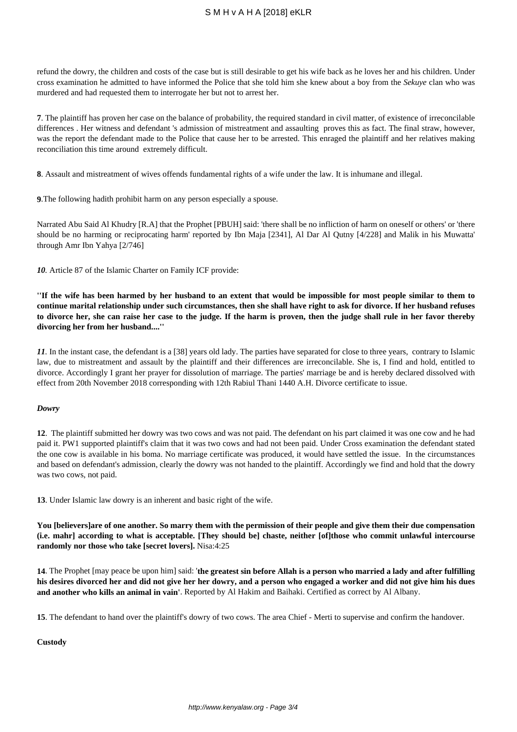refund the dowry, the children and costs of the case but is still desirable to get his wife back as he loves her and his children. Under cross examination he admitted to have informed the Police that she told him she knew about a boy from the *Sekuye* clan who was murdered and had requested them to interrogate her but not to arrest her.

**7**. The plaintiff has proven her case on the balance of probability, the required standard in civil matter, of existence of irreconcilable differences . Her witness and defendant 's admission of mistreatment and assaulting proves this as fact. The final straw, however, was the report the defendant made to the Police that cause her to be arrested. This enraged the plaintiff and her relatives making reconciliation this time around extremely difficult.

**8**. Assault and mistreatment of wives offends fundamental rights of a wife under the law. It is inhumane and illegal.

**9**.The following hadith prohibit harm on any person especially a spouse.

Narrated Abu Said Al Khudry [R.A] that the Prophet [PBUH] said: 'there shall be no infliction of harm on oneself or others' or 'there should be no harming or reciprocating harm' reported by Ibn Maja [2341], Al Dar Al Qutny [4/228] and Malik in his Muwatta' through Amr Ibn Yahya [2/746]

***10***. Article 87 of the Islamic Charter on Family ICF provide:

**''If the wife has been harmed by her husband to an extent that would be impossible for most people similar to them to continue marital relationship under such circumstances, then she shall have right to ask for divorce. If her husband refuses to divorce her, she can raise her case to the judge. If the harm is proven, then the judge shall rule in her favor thereby divorcing her from her husband....''**

***11***. In the instant case, the defendant is a [38] years old lady. The parties have separated for close to three years, contrary to Islamic law, due to mistreatment and assault by the plaintiff and their differences are irreconcilable. She is, I find and hold, entitled to divorce. Accordingly I grant her prayer for dissolution of marriage. The parties' marriage be and is hereby declared dissolved with effect from 20th November 2018 corresponding with 12th Rabiul Thani 1440 A.H. Divorce certificate to issue.

***Dowry***

**12**. The plaintiff submitted her dowry was two cows and was not paid. The defendant on his part claimed it was one cow and he had paid it. PW1 supported plaintiff's claim that it was two cows and had not been paid. Under Cross examination the defendant stated the one cow is available in his boma. No marriage certificate was produced, it would have settled the issue. In the circumstances and based on defendant's admission, clearly the dowry was not handed to the plaintiff. Accordingly we find and hold that the dowry was two cows, not paid.

**13**. Under Islamic law dowry is an inherent and basic right of the wife.

**You [believers]are of one another. So marry them with the permission of their people and give them their due compensation (i.e. mahr] according to what is acceptable. [They should be] chaste, neither [of]those who commit unlawful intercourse randomly nor those who take [secret lovers].** Nisa:4:25

**14**. The Prophet [may peace be upon him] said: '**the greatest sin before Allah is a person who married a lady and after fulfilling his desires divorced her and did not give her her dowry, and a person who engaged a worker and did not give him his dues and another who kills an animal in vain'**. Reported by Al Hakim and Baihaki. Certified as correct by Al Albany.

**15**. The defendant to hand over the plaintiff's dowry of two cows. The area Chief - Merti to supervise and confirm the handover.

**Custody**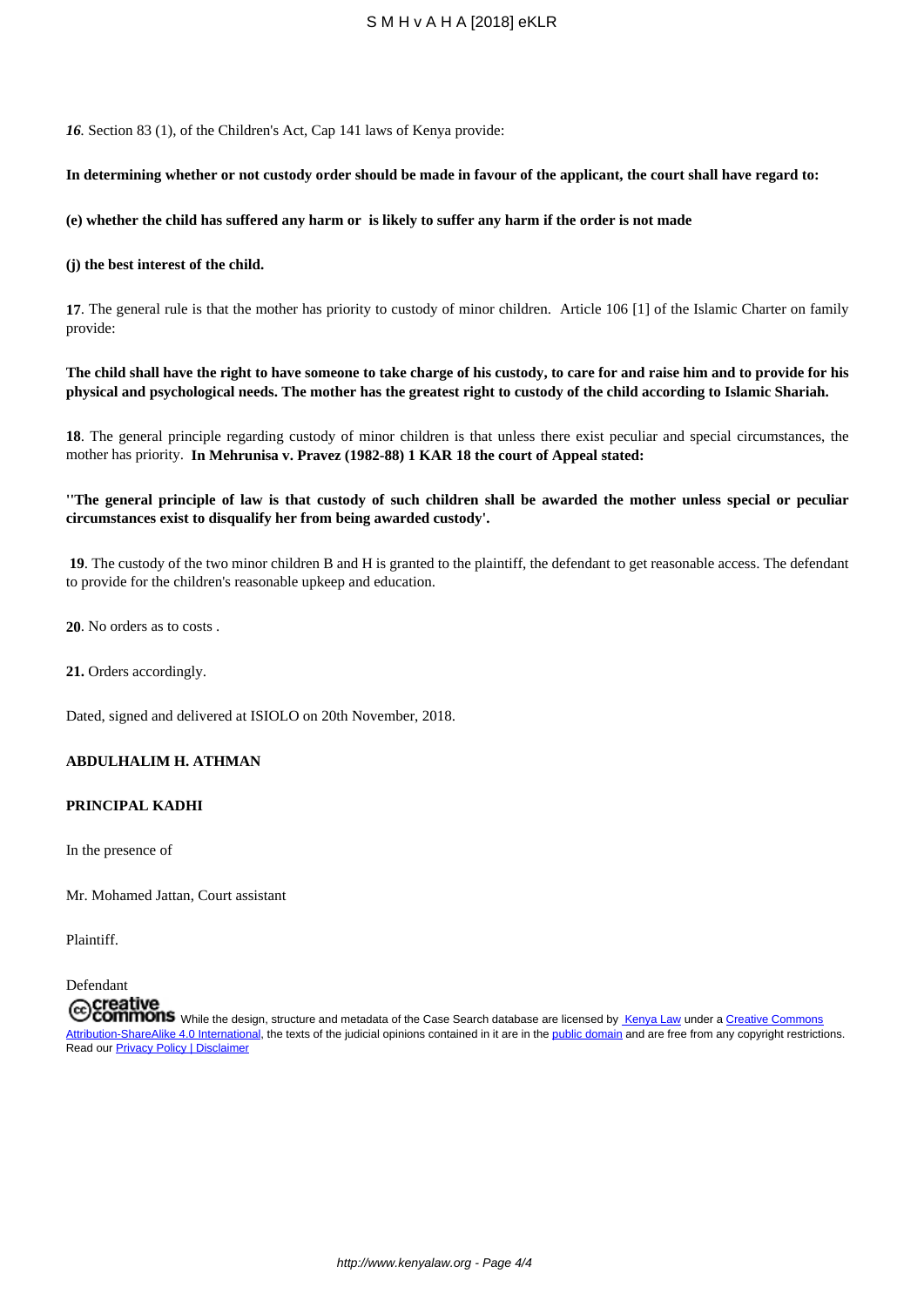*16*. Section 83 (1), of the Children's Act, Cap 141 laws of Kenya provide:

**In determining whether or not custody order should be made in favour of the applicant, the court shall have regard to:**

**(e) whether the child has suffered any harm or is likely to suffer any harm if the order is not made**

**(j) the best interest of the child.**

**17**. The general rule is that the mother has priority to custody of minor children. Article 106 [1] of the Islamic Charter on family provide:

**The child shall have the right to have someone to take charge of his custody, to care for and raise him and to provide for his physical and psychological needs. The mother has the greatest right to custody of the child according to Islamic Shariah.**

**18**. The general principle regarding custody of minor children is that unless there exist peculiar and special circumstances, the mother has priority. **In Mehrunisa v. Pravez (1982-88) 1 KAR 18 the court of Appeal stated:**

**''The general principle of law is that custody of such children shall be awarded the mother unless special or peculiar circumstances exist to disqualify her from being awarded custody'.**

**19**. The custody of the two minor children B and H is granted to the plaintiff, the defendant to get reasonable access. The defendant to provide for the children's reasonable upkeep and education.

**20**. No orders as to costs .

**21.** Orders accordingly.

Dated, signed and delivered at ISIOLO on 20th November, 2018.

**ABDULHALIM H. ATHMAN**

**PRINCIPAL KADHI**

In the presence of

Mr. Mohamed Jattan, Court assistant

Plaintiff.

Defendant

While the design, structure and metadata of the Case Search database are licensed by Kenya Law under a Creative Commons Attribution-ShareAlike 4.0 International, the texts of the judicial opinions contained in it are in the public domain and are free from any copyright restrictions. Read our Privacy Policy | Disclaimer